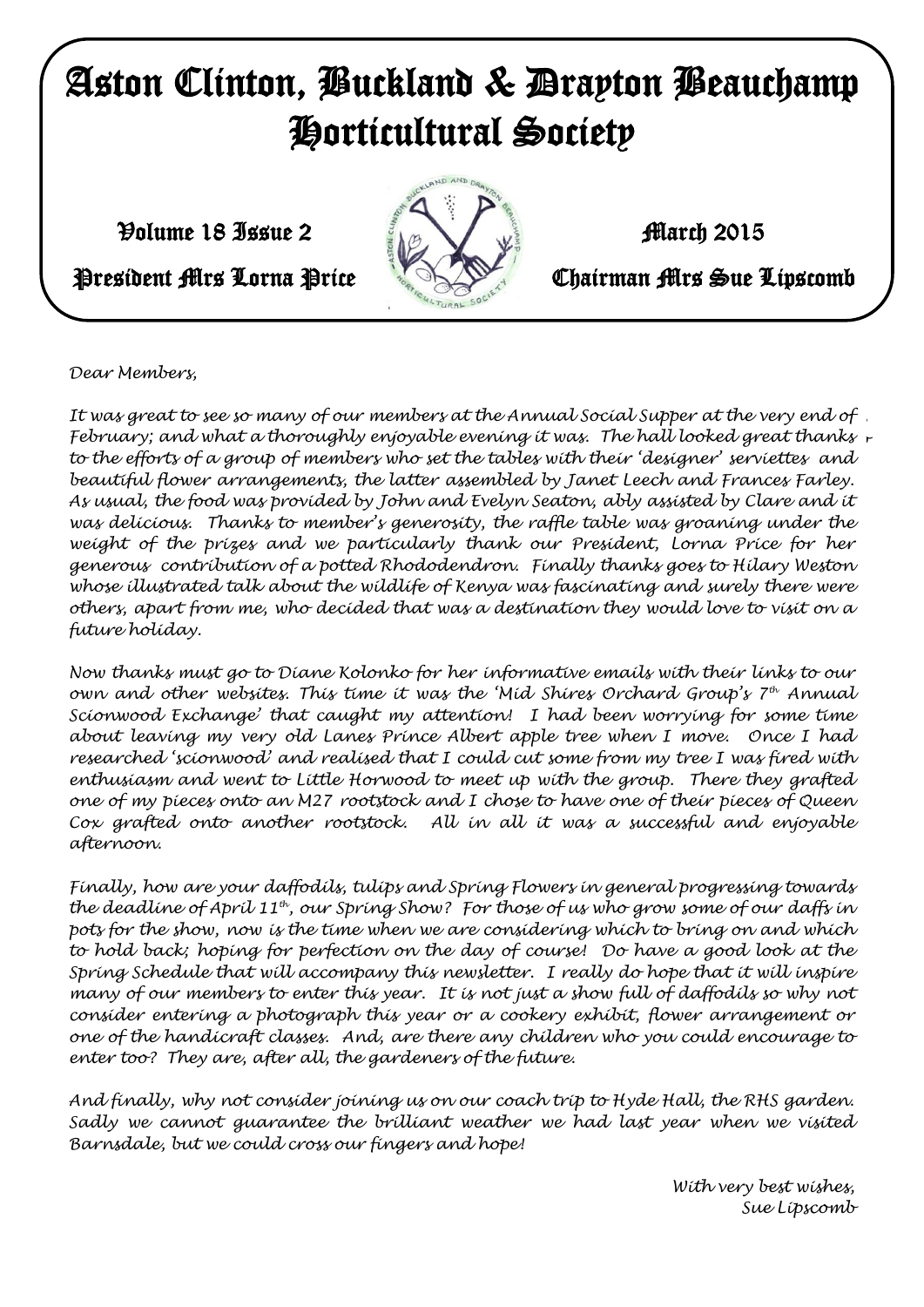# Aston Clinton, Buckland & Drayton Beauchamp Horticultural Society

Volume 18 Issue 2 — March 2015

President Mrs Lorna Price — Chairman Mrs Sue Lipscomb

*Dear Members,*

*It was great to see so many of our members at the Annual Social Supper at the very end of February; and what a thoroughly enjoyable evening it was. The hall looked great thanks to the efforts of a group of members who set the tables with their 'designer' serviettes and beautiful flower arrangements, the latter assembled by Janet Leech and Frances Farley. As usual, the food was provided by John and Evelyn Seaton, ably assisted by Clare and it was delicious. Thanks to member's generosity, the raffle table was groaning under the weight of the prizes and we particularly thank our President, Lorna Price for her generous contribution of a potted Rhododendron. Finally thanks goes to Hilary Weston whose illustrated talk about the wildlife of Kenya was fascinating and surely there were others, apart from me, who decided that was a destination they would love to visit on a future holiday.*

*Now thanks must go to Diane Kolonko for her informative emails with their links to our own and other websites. This time it was the 'Mid Shires Orchard Group's 7th Annual Scionwood Exchange' that caught my attention! I had been worrying for some time about leaving my very old Lanes Prince Albert apple tree when I move. Once I had researched 'scionwood' and realised that I could cut some from my tree I was fired with enthusiasm and went to Little Horwood to meet up with the group. There they grafted one of my pieces onto an M27 rootstock and I chose to have one of their pieces of Queen Cox grafted onto another rootstock. All in all it was a successful and enjoyable afternoon.*

*Finally, how are your daffodils, tulips and Spring Flowers in general progressing towards the deadline of April 11th, our Spring Show? For those of us who grow some of our daffs in pots for the show, now is the time when we are considering which to bring on and which to hold back; hoping for perfection on the day of course! Do have a good look at the Spring Schedule that will accompany this newsletter. I really do hope that it will inspire many of our members to enter this year. It is not just a show full of daffodils so why not consider entering a photograph this year or a cookery exhibit, flower arrangement or one of the handicraft classes. And, are there any children who you could encourage to enter too? They are, after all, the gardeners of the future.*

*And finally, why not consider joining us on our coach trip to Hyde Hall, the RHS garden. Sadly we cannot guarantee the brilliant weather we had last year when we visited Barnsdale, but we could cross our fingers and hope!*

*With very best wishes,*
*Sue Lipscomb*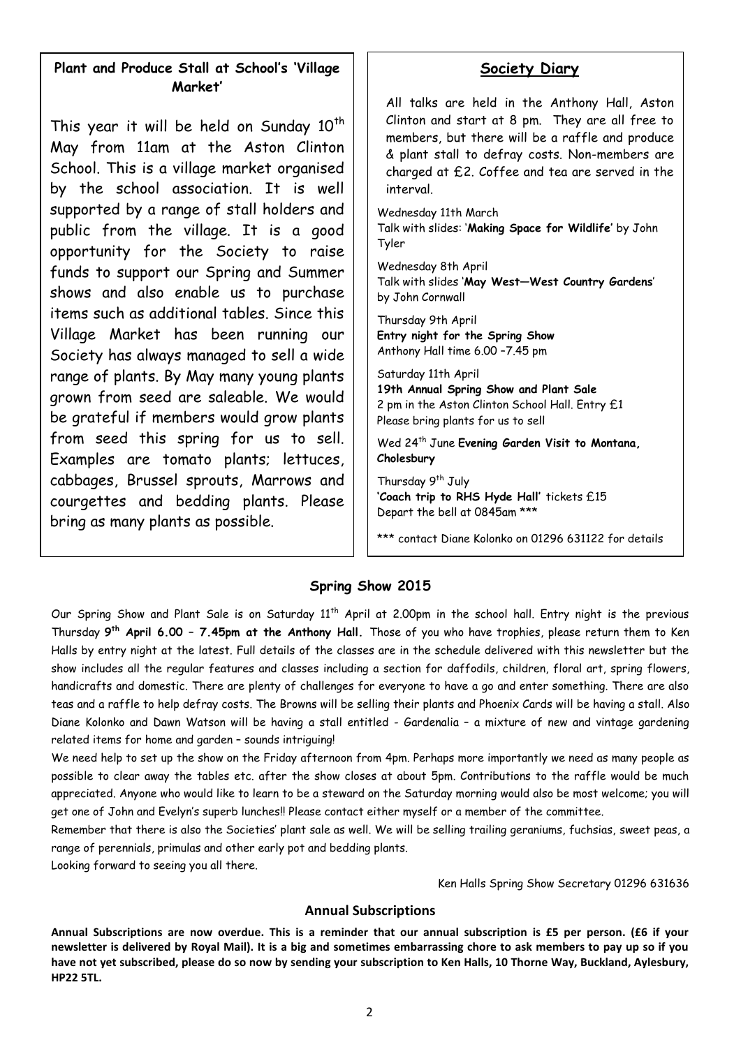### Plant and Produce Stall at School's 'Village Market'

This year it will be held on Sunday 10th May from 11am at the Aston Clinton School. This is a village market organised by the school association. It is well supported by a range of stall holders and public from the village. It is a good opportunity for the Society to raise funds to support our Spring and Summer shows and also enable us to purchase items such as additional tables. Since this Village Market has been running our Society has always managed to sell a wide range of plants. By May many young plants grown from seed are saleable. We would be grateful if members would grow plants from seed this spring for us to sell. Examples are tomato plants; lettuces, cabbages, Brussel sprouts, Marrows and courgettes and bedding plants. Please bring as many plants as possible.

### Society Diary

All talks are held in the Anthony Hall, Aston Clinton and start at 8 pm. They are all free to members, but there will be a raffle and produce & plant stall to defray costs. Non-members are charged at £2. Coffee and tea are served in the interval.

Wednesday 11th March
Talk with slides: '**Making Space for Wildlife**' by John Tyler

Wednesday 8th April
Talk with slides '**May West—West Country Gardens**' by John Cornwall

Thursday 9th April
**Entry night for the Spring Show**
Anthony Hall time 6.00 –7.45 pm

Saturday 11th April
**19th Annual Spring Show and Plant Sale**
2 pm in the Aston Clinton School Hall. Entry £1
Please bring plants for us to sell

Wed 24th June **Evening Garden Visit to Montana, Cholesbury**

Thursday 9th July
**'Coach trip to RHS Hyde Hall'** tickets £15
Depart the bell at 0845am ***

*** contact Diane Kolonko on 01296 631122 for details

### Spring Show 2015

Our Spring Show and Plant Sale is on Saturday 11th April at 2.00pm in the school hall. Entry night is the previous Thursday **9th April 6.00 – 7.45pm at the Anthony Hall.** Those of you who have trophies, please return them to Ken Halls by entry night at the latest. Full details of the classes are in the schedule delivered with this newsletter but the show includes all the regular features and classes including a section for daffodils, children, floral art, spring flowers, handicrafts and domestic. There are plenty of challenges for everyone to have a go and enter something. There are also teas and a raffle to help defray costs. The Browns will be selling their plants and Phoenix Cards will be having a stall. Also Diane Kolonko and Dawn Watson will be having a stall entitled - Gardenalia – a mixture of new and vintage gardening related items for home and garden – sounds intriguing!

We need help to set up the show on the Friday afternoon from 4pm. Perhaps more importantly we need as many people as possible to clear away the tables etc. after the show closes at about 5pm. Contributions to the raffle would be much appreciated. Anyone who would like to learn to be a steward on the Saturday morning would also be most welcome; you will get one of John and Evelyn's superb lunches!! Please contact either myself or a member of the committee.

Remember that there is also the Societies' plant sale as well. We will be selling trailing geraniums, fuchsias, sweet peas, a range of perennials, primulas and other early pot and bedding plants.

Looking forward to seeing you all there.

Ken Halls Spring Show Secretary 01296 631636

### Annual Subscriptions

**Annual Subscriptions are now overdue. This is a reminder that our annual subscription is £5 per person. (£6 if your newsletter is delivered by Royal Mail). It is a big and sometimes embarrassing chore to ask members to pay up so if you have not yet subscribed, please do so now by sending your subscription to Ken Halls, 10 Thorne Way, Buckland, Aylesbury, HP22 5TL.**